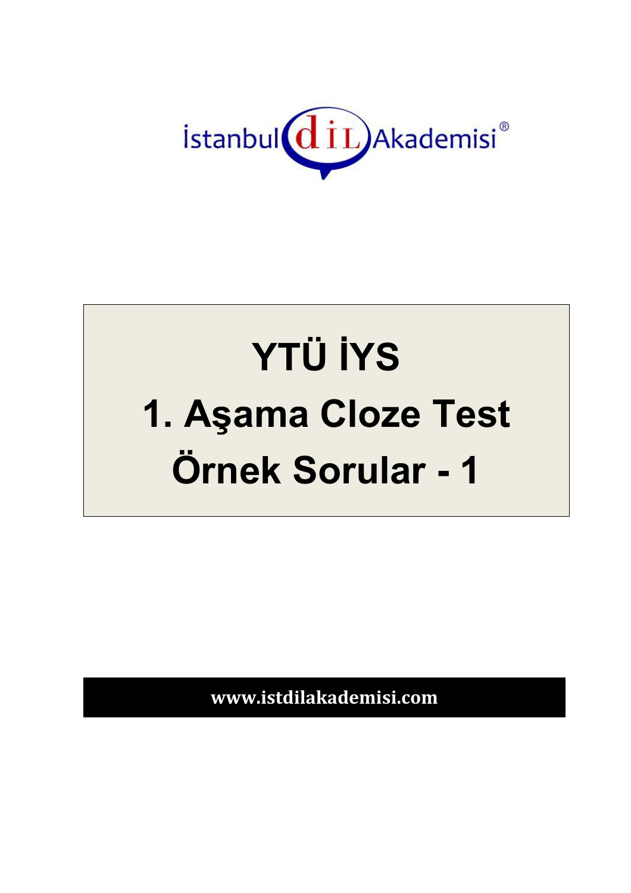İstanbul dİL Akademisi®

# YTÜ İYS
# 1. Aşama Cloze Test
# Örnek Sorular - 1

**www.istdilakademisi.com**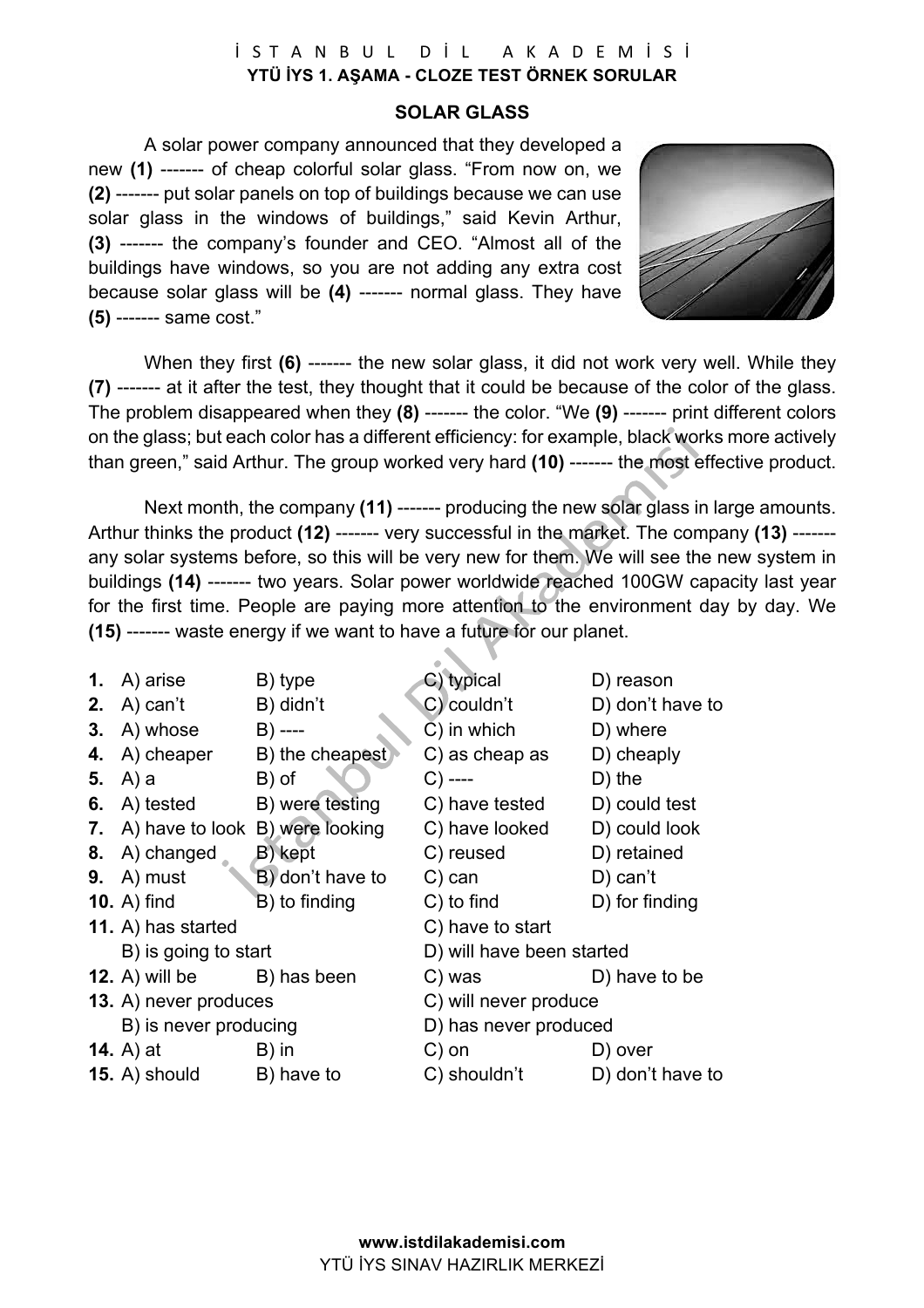## SOLAR GLASS

A solar power company announced that they developed a new **(1)** ------- of cheap colorful solar glass. "From now on, we **(2)** ------- put solar panels on top of buildings because we can use solar glass in the windows of buildings," said Kevin Arthur, **(3)** ------- the company's founder and CEO. "Almost all of the buildings have windows, so you are not adding any extra cost because solar glass will be **(4)** ------- normal glass. They have **(5)** ------- same cost."

When they first **(6)** ------- the new solar glass, it did not work very well. While they **(7)** ------- at it after the test, they thought that it could be because of the color of the glass. The problem disappeared when they **(8)** ------- the color. "We **(9)** ------- print different colors on the glass; but each color has a different efficiency: for example, black works more actively than green," said Arthur. The group worked very hard **(10)** ------- the most effective product.

Next month, the company **(11)** ------- producing the new solar glass in large amounts. Arthur thinks the product **(12)** ------- very successful in the market. The company **(13)** ------- any solar systems before, so this will be very new for them. We will see the new system in buildings **(14)** ------- two years. Solar power worldwide reached 100GW capacity last year for the first time. People are paying more attention to the environment day by day. We **(15)** ------- waste energy if we want to have a future for our planet.

**1.** A) arise B) type C) typical D) reason
**2.** A) can't B) didn't C) couldn't D) don't have to
**3.** A) whose B) ---- C) in which D) where
**4.** A) cheaper B) the cheapest C) as cheap as D) cheaply
**5.** A) a B) of C) ---- D) the
**6.** A) tested B) were testing C) have tested D) could test
**7.** A) have to look B) were looking C) have looked D) could look
**8.** A) changed B) kept C) reused D) retained
**9.** A) must B) don't have to C) can D) can't
**10.** A) find B) to finding C) to find D) for finding
**11.** A) has started B) is going to start C) have to start D) will have been started
**12.** A) will be B) has been C) was D) have to be
**13.** A) never produces B) is never producing C) will never produce D) has never produced
**14.** A) at B) in C) on D) over
**15.** A) should B) have to C) shouldn't D) don't have to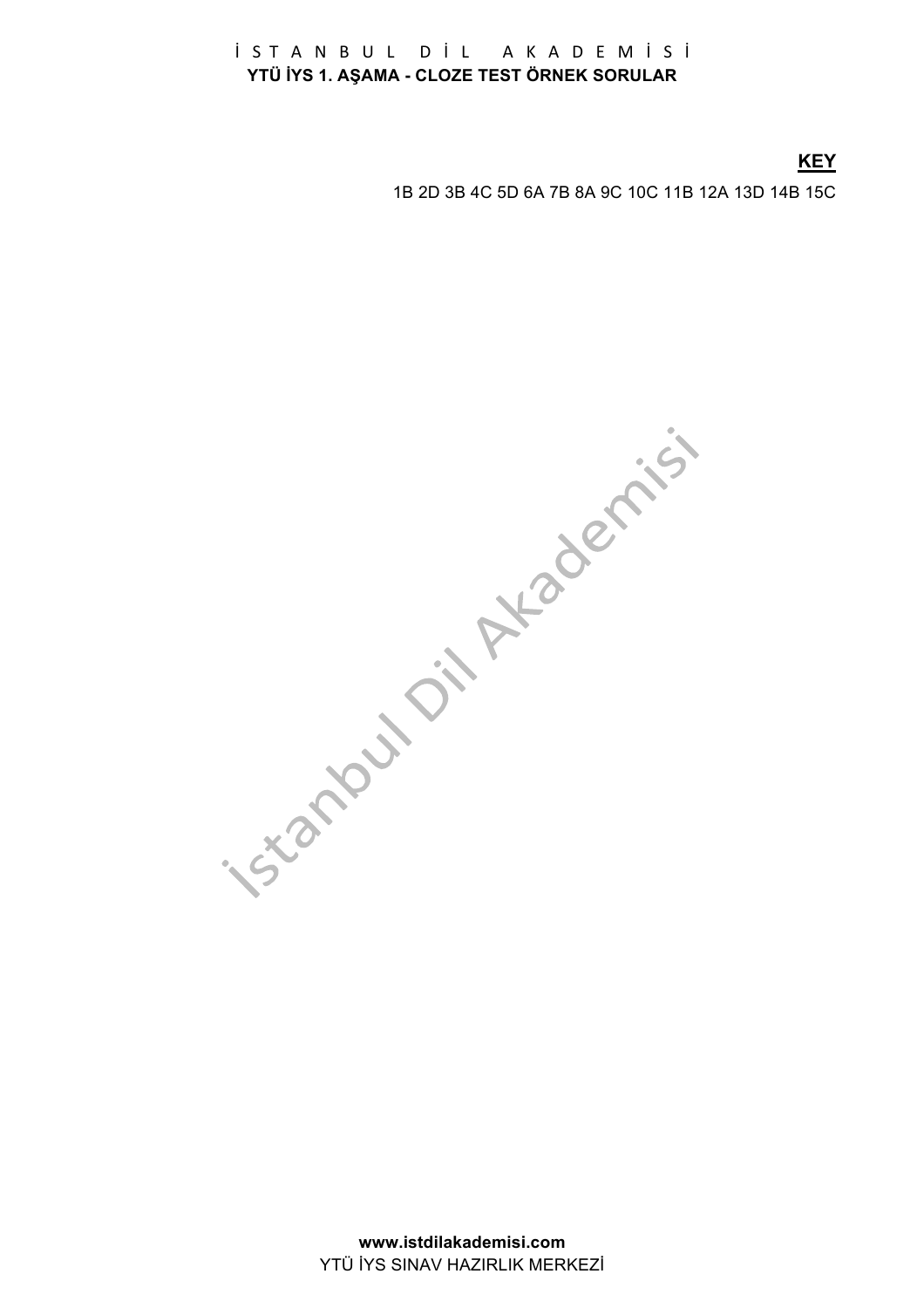**KEY**

1B 2D 3B 4C 5D 6A 7B 8A 9C 10C 11B 12A 13D 14B 15C